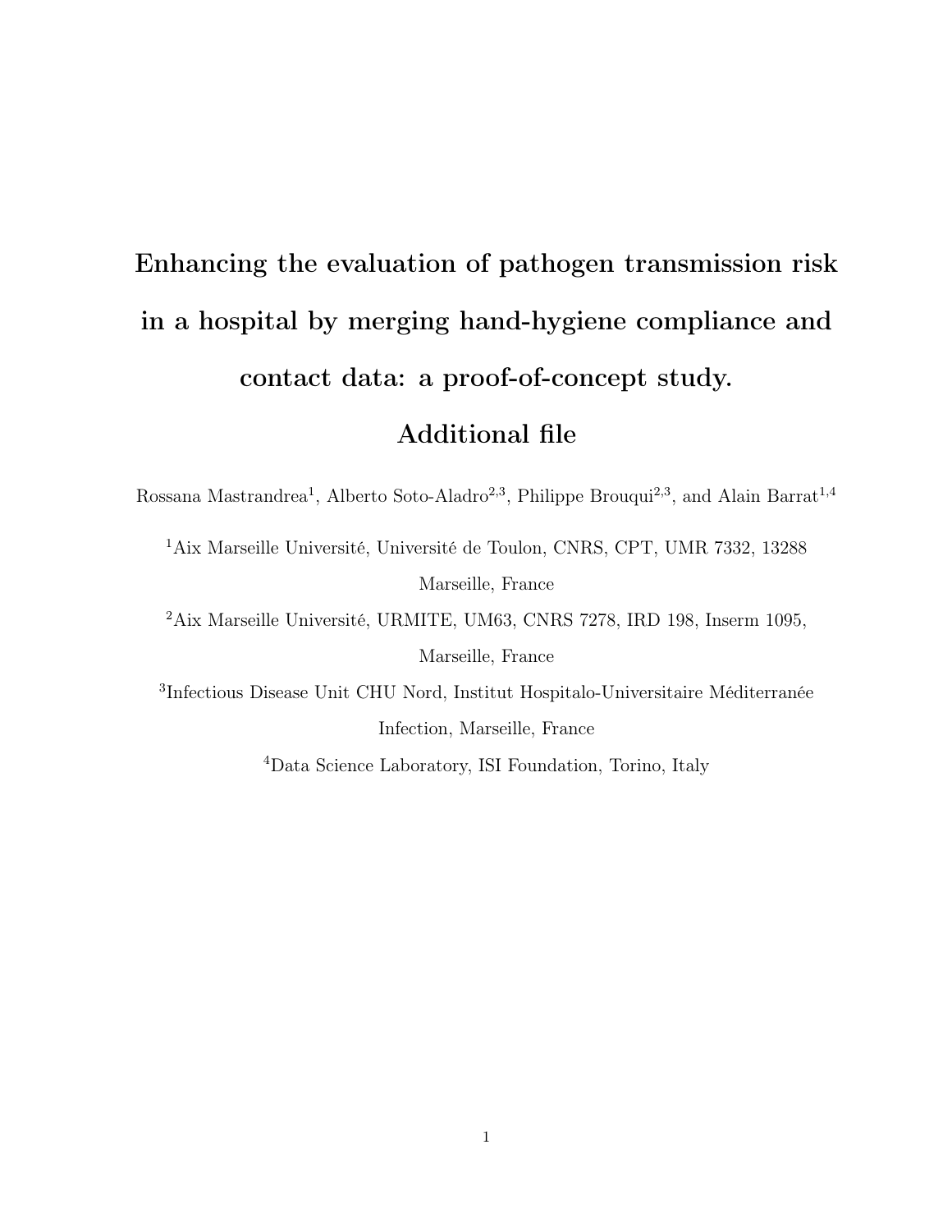# Enhancing the evaluation of pathogen transmission risk in a hospital by merging hand-hygiene compliance and contact data: a proof-of-concept study.

## Additional file

Rossana Mastrandrea[1], Alberto Soto-Aladro[2,3], Philippe Brouqui[2,3], and Alain Barrat[1,4]

[1]Aix Marseille Université, Université de Toulon, CNRS, CPT, UMR 7332, 13288 Marseille, France

[2]Aix Marseille Université, URMITE, UM63, CNRS 7278, IRD 198, Inserm 1095, Marseille, France

[3]Infectious Disease Unit CHU Nord, Institut Hospitalo-Universitaire Méditerranée Infection, Marseille, France

[4]Data Science Laboratory, ISI Foundation, Torino, Italy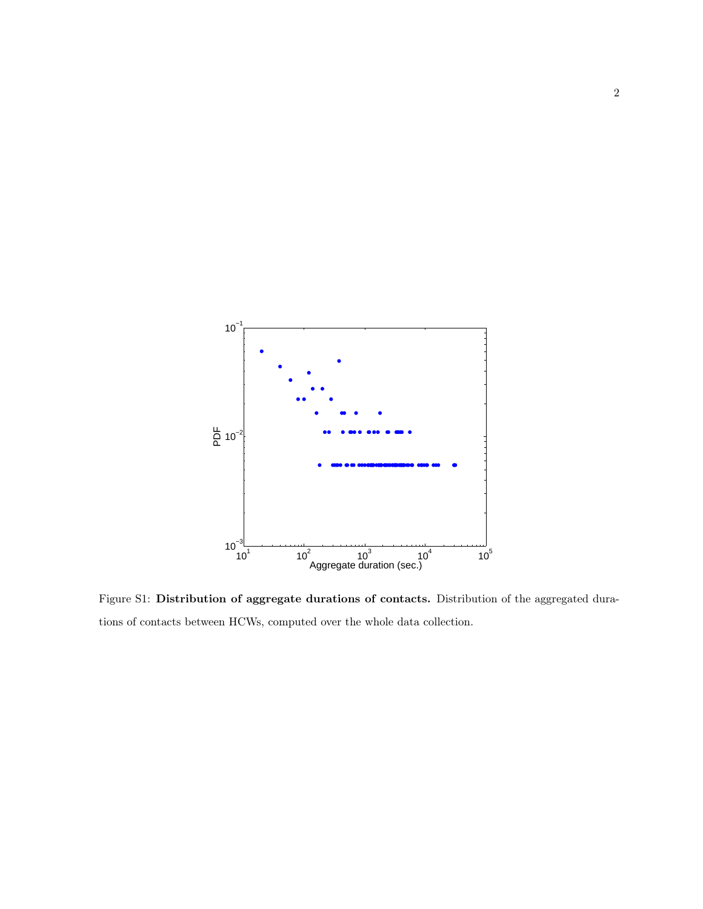Figure S1: **Distribution of aggregate durations of contacts.** Distribution of the aggregated durations of contacts between HCWs, computed over the whole data collection.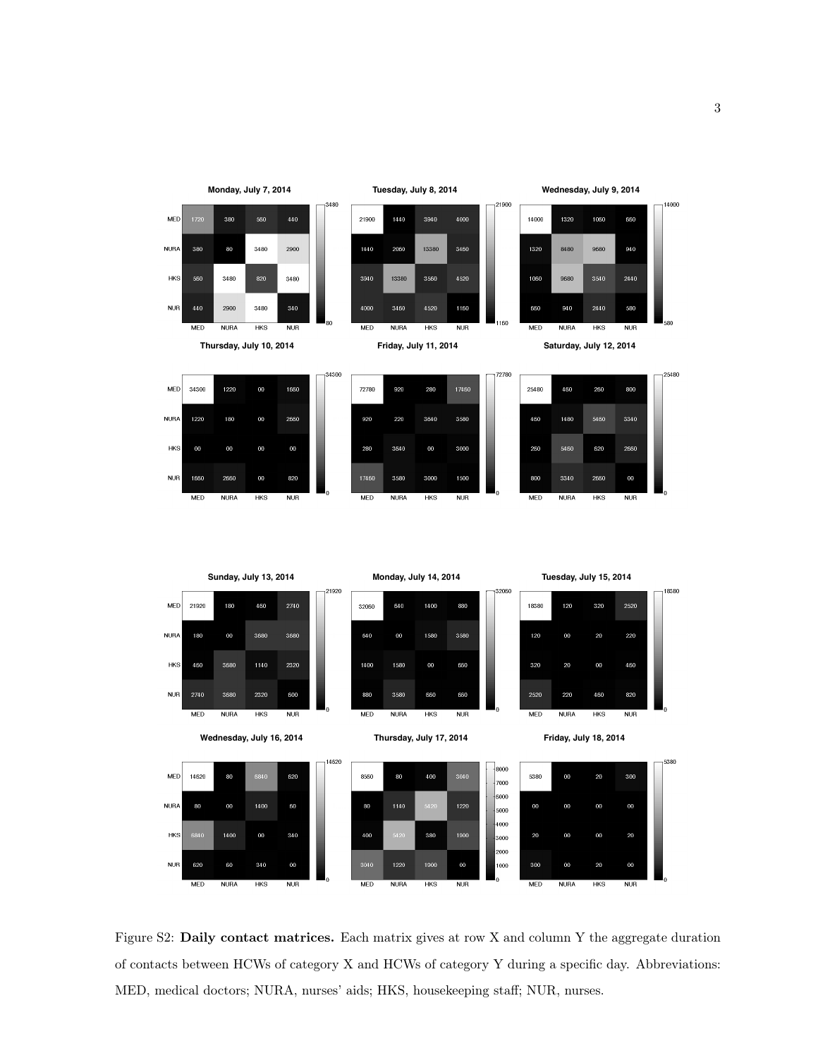**Monday, July 7, 2014**

| | MED | NURA | HKS | NUR |
|---|---|---|---|---|
| MED | 1720 | 380 | 560 | 440 |
| NURA | 380 | 80 | 3480 | 2900 |
| HKS | 560 | 3480 | 820 | 3480 |
| NUR | 440 | 2900 | 3480 | 340 |

**Tuesday, July 8, 2014**

| | MED | NURA | HKS | NUR |
|---|---|---|---|---|
| MED | 21900 | 1440 | 3940 | 4000 |
| NURA | 1440 | 2060 | 13380 | 3460 |
| HKS | 3940 | 13380 | 3560 | 4520 |
| NUR | 4000 | 3460 | 4520 | 1160 |

**Wednesday, July 9, 2014**

| | MED | NURA | HKS | NUR |
|---|---|---|---|---|
| MED | 14000 | 1320 | 1060 | 660 |
| NURA | 1320 | 8480 | 9680 | 940 |
| HKS | 1060 | 9680 | 3540 | 2440 |
| NUR | 660 | 940 | 2440 | 580 |

**Thursday, July 10, 2014**

| | MED | NURA | HKS | NUR |
|---|---|---|---|---|
| MED | 34300 | 1220 | 00 | 1660 |
| NURA | 1220 | 180 | 00 | 2660 |
| HKS | 00 | 00 | 00 | 00 |
| NUR | 1660 | 2660 | 00 | 820 |

**Friday, July 11, 2014**

| | MED | NURA | HKS | NUR |
|---|---|---|---|---|
| MED | 72780 | 920 | 280 | 17460 |
| NURA | 920 | 220 | 3640 | 3580 |
| HKS | 280 | 3640 | 00 | 3000 |
| NUR | 17460 | 3580 | 3000 | 1500 |

**Saturday, July 12, 2014**

| | MED | NURA | HKS | NUR |
|---|---|---|---|---|
| MED | 25480 | 460 | 260 | 800 |
| NURA | 460 | 1480 | 5460 | 3340 |
| HKS | 260 | 5460 | 620 | 2660 |
| NUR | 800 | 3340 | 2660 | 00 |

**Sunday, July 13, 2014**

| | MED | NURA | HKS | NUR |
|---|---|---|---|---|
| MED | 21920 | 180 | 460 | 2740 |
| NURA | 180 | 00 | 3680 | 3680 |
| HKS | 460 | 3680 | 1140 | 2320 |
| NUR | 2740 | 3680 | 2320 | 600 |

**Monday, July 14, 2014**

| | MED | NURA | HKS | NUR |
|---|---|---|---|---|
| MED | 32060 | 640 | 1400 | 880 |
| NURA | 640 | 00 | 1580 | 3580 |
| HKS | 1400 | 1580 | 00 | 660 |
| NUR | 880 | 3580 | 660 | 660 |

**Tuesday, July 15, 2014**

| | MED | NURA | HKS | NUR |
|---|---|---|---|---|
| MED | 18380 | 120 | 320 | 2520 |
| NURA | 120 | 00 | 20 | 220 |
| HKS | 320 | 20 | 00 | 460 |
| NUR | 2520 | 220 | 460 | 820 |

**Wednesday, July 16, 2014**

| | MED | NURA | HKS | NUR |
|---|---|---|---|---|
| MED | 14620 | 80 | 6840 | 620 |
| NURA | 80 | 00 | 1400 | 60 |
| HKS | 6840 | 1400 | 00 | 340 |
| NUR | 620 | 60 | 340 | 00 |

**Thursday, July 17, 2014**

| | MED | NURA | HKS | NUR |
|---|---|---|---|---|
| MED | 8560 | 80 | 400 | 3040 |
| NURA | 80 | 1140 | 5420 | 1220 |
| HKS | 400 | 5420 | 380 | 1900 |
| NUR | 3040 | 1220 | 1900 | 00 |

**Friday, July 18, 2014**

| | MED | NURA | HKS | NUR |
|---|---|---|---|---|
| MED | 5380 | 00 | 20 | 300 |
| NURA | 00 | 00 | 00 | 00 |
| HKS | 20 | 00 | 00 | 20 |
| NUR | 300 | 00 | 20 | 00 |

Figure S2: **Daily contact matrices.** Each matrix gives at row X and column Y the aggregate duration of contacts between HCWs of category X and HCWs of category Y during a specific day. Abbreviations: MED, medical doctors; NURA, nurses' aids; HKS, housekeeping staff; NUR, nurses.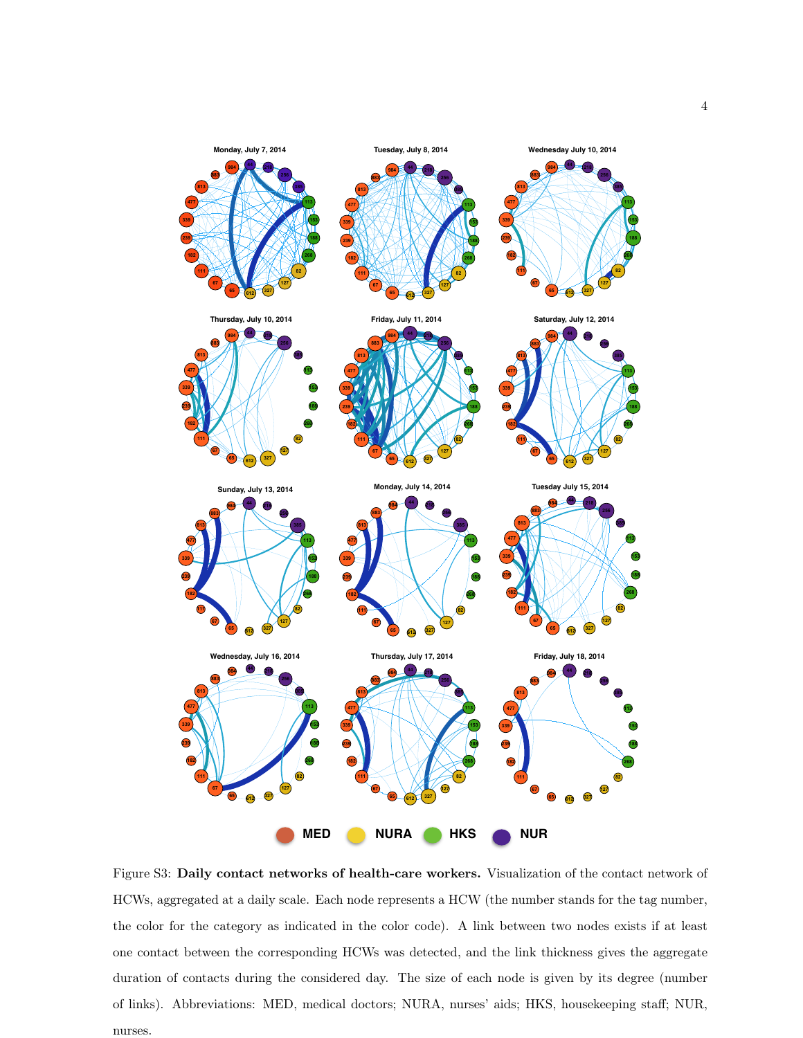Figure S3: **Daily contact networks of health-care workers.** Visualization of the contact network of HCWs, aggregated at a daily scale. Each node represents a HCW (the number stands for the tag number, the color for the category as indicated in the color code). A link between two nodes exists if at least one contact between the corresponding HCWs was detected, and the link thickness gives the aggregate duration of contacts during the considered day. The size of each node is given by its degree (number of links). Abbreviations: MED, medical doctors; NURA, nurses' aids; HKS, housekeeping staff; NUR, nurses.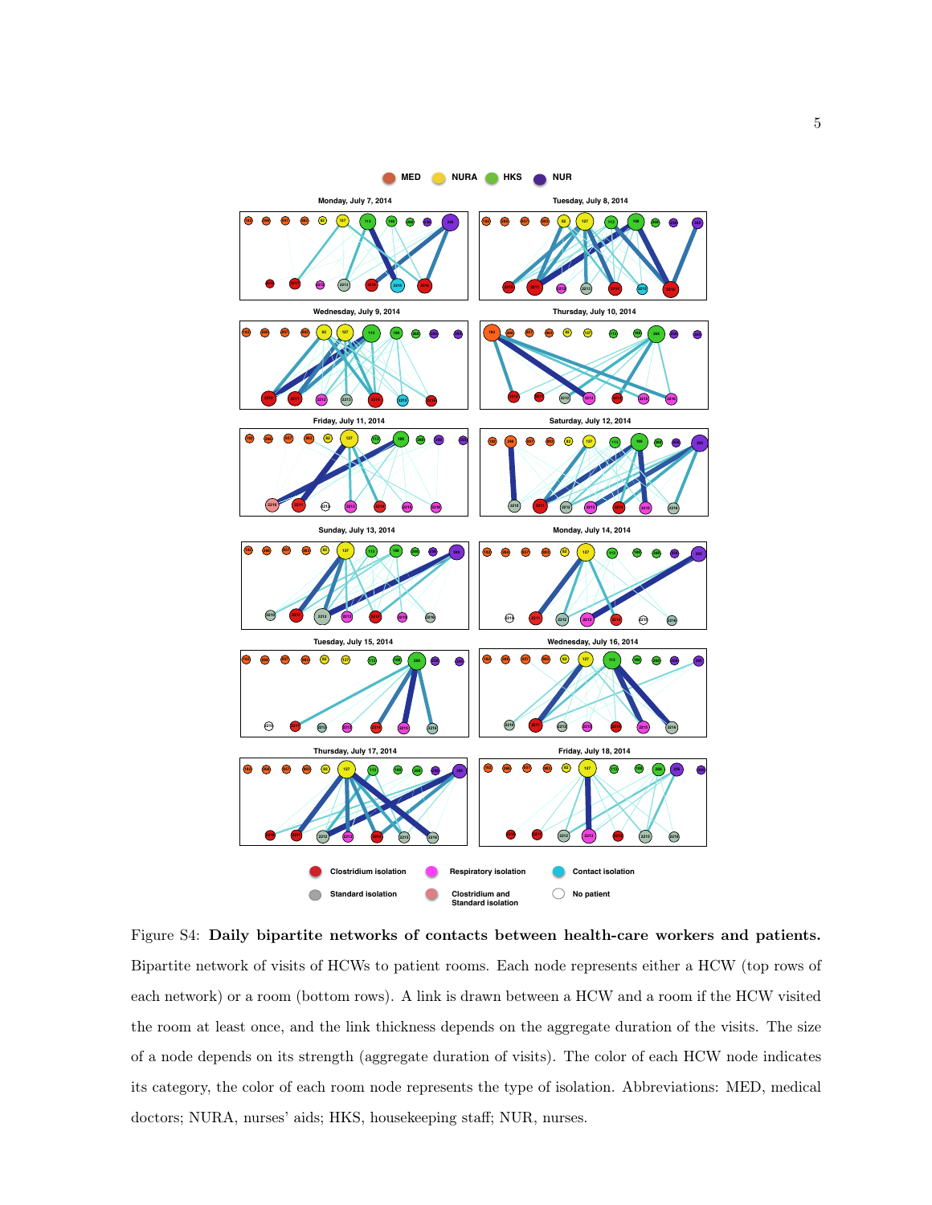Figure S4: **Daily bipartite networks of contacts between health-care workers and patients.** Bipartite network of visits of HCWs to patient rooms. Each node represents either a HCW (top rows of each network) or a room (bottom rows). A link is drawn between a HCW and a room if the HCW visited the room at least once, and the link thickness depends on the aggregate duration of the visits. The size of a node depends on its strength (aggregate duration of visits). The color of each HCW node indicates its category, the color of each room node represents the type of isolation. Abbreviations: MED, medical doctors; NURA, nurses' aids; HKS, housekeeping staff; NUR, nurses.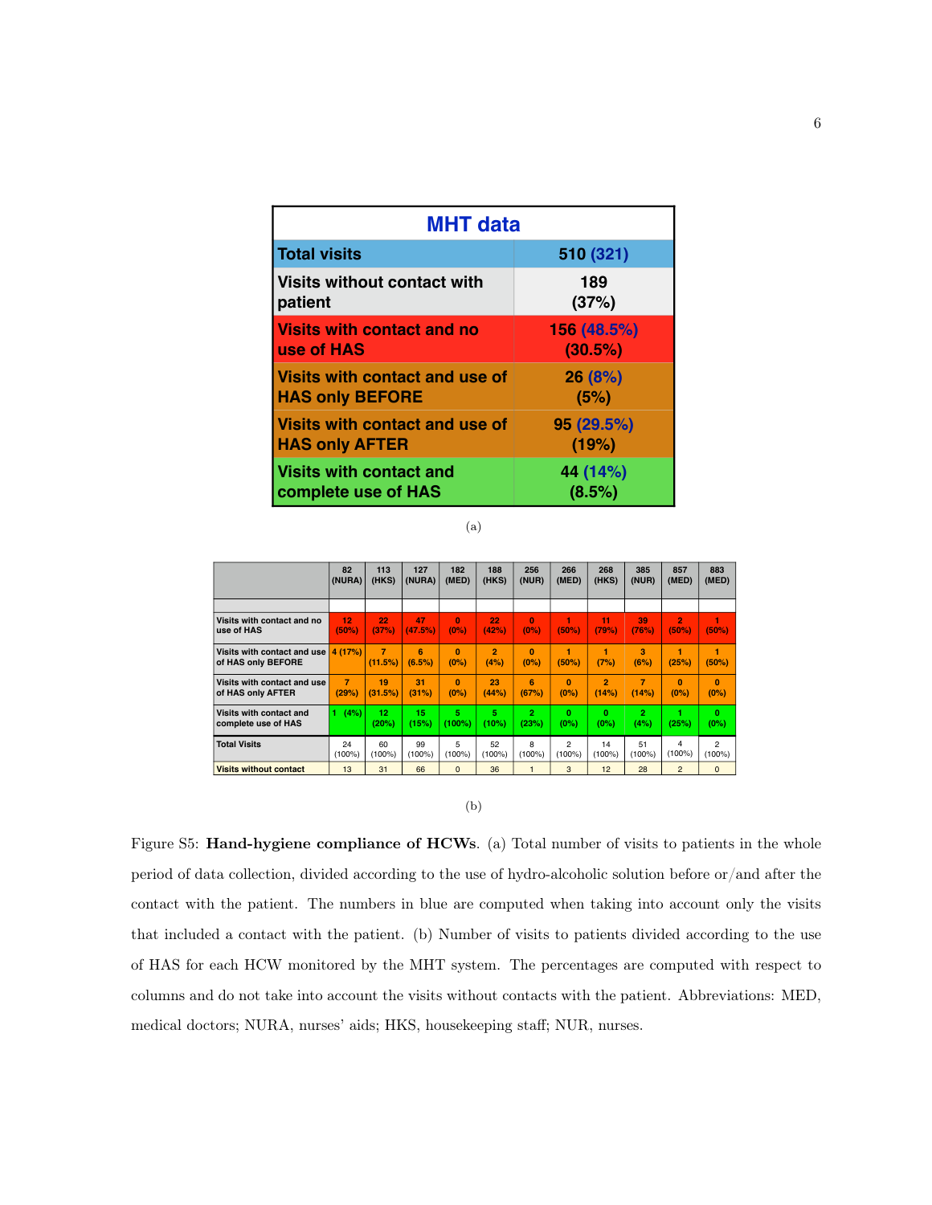| MHT data | |
|---|---|
| Total visits | 510 (321) |
| Visits without contact with patient | 189 (37%) |
| Visits with contact and no use of HAS | 156 (48.5%) (30.5%) |
| Visits with contact and use of HAS only BEFORE | 26 (8%) (5%) |
| Visits with contact and use of HAS only AFTER | 95 (29.5%) (19%) |
| Visits with contact and complete use of HAS | 44 (14%) (8.5%) |

(a)

| | 82 (NURA) | 113 (HKS) | 127 (NURA) | 182 (MED) | 188 (HKS) | 256 (NUR) | 266 (MED) | 268 (HKS) | 385 (NUR) | 857 (MED) | 883 (MED) |
|---|---|---|---|---|---|---|---|---|---|---|---|
| Visits with contact and no use of HAS | 12 (50%) | 22 (37%) | 47 (47.5%) | 0 (0%) | 22 (42%) | 0 (0%) | 1 (50%) | 11 (79%) | 39 (76%) | 2 (50%) | 1 (50%) |
| Visits with contact and use of HAS only BEFORE | 4 (17%) | 7 (11.5%) | 6 (6.5%) | 0 (0%) | 2 (4%) | 0 (0%) | 1 (50%) | 1 (7%) | 3 (6%) | 1 (25%) | 1 (50%) |
| Visits with contact and use of HAS only AFTER | 7 (29%) | 19 (31.5%) | 31 (31%) | 0 (0%) | 23 (44%) | 6 (67%) | 0 (0%) | 2 (14%) | 7 (14%) | 0 (0%) | 0 (0%) |
| Visits with contact and complete use of HAS | 1 (4%) | 12 (20%) | 15 (15%) | 5 (100%) | 5 (10%) | 2 (23%) | 0 (0%) | 0 (0%) | 2 (4%) | 1 (25%) | 0 (0%) |
| Total Visits | 24 (100%) | 60 (100%) | 99 (100%) | 5 (100%) | 52 (100%) | 8 (100%) | 2 (100%) | 14 (100%) | 51 (100%) | 4 (100%) | 2 (100%) |
| Visits without contact | 13 | 31 | 66 | 0 | 36 | 1 | 3 | 12 | 28 | 2 | 0 |

(b)

Figure S5: **Hand-hygiene compliance of HCWs**. (a) Total number of visits to patients in the whole period of data collection, divided according to the use of hydro-alcoholic solution before or/and after the contact with the patient. The numbers in blue are computed when taking into account only the visits that included a contact with the patient. (b) Number of visits to patients divided according to the use of HAS for each HCW monitored by the MHT system. The percentages are computed with respect to columns and do not take into account the visits without contacts with the patient. Abbreviations: MED, medical doctors; NURA, nurses' aids; HKS, housekeeping staff; NUR, nurses.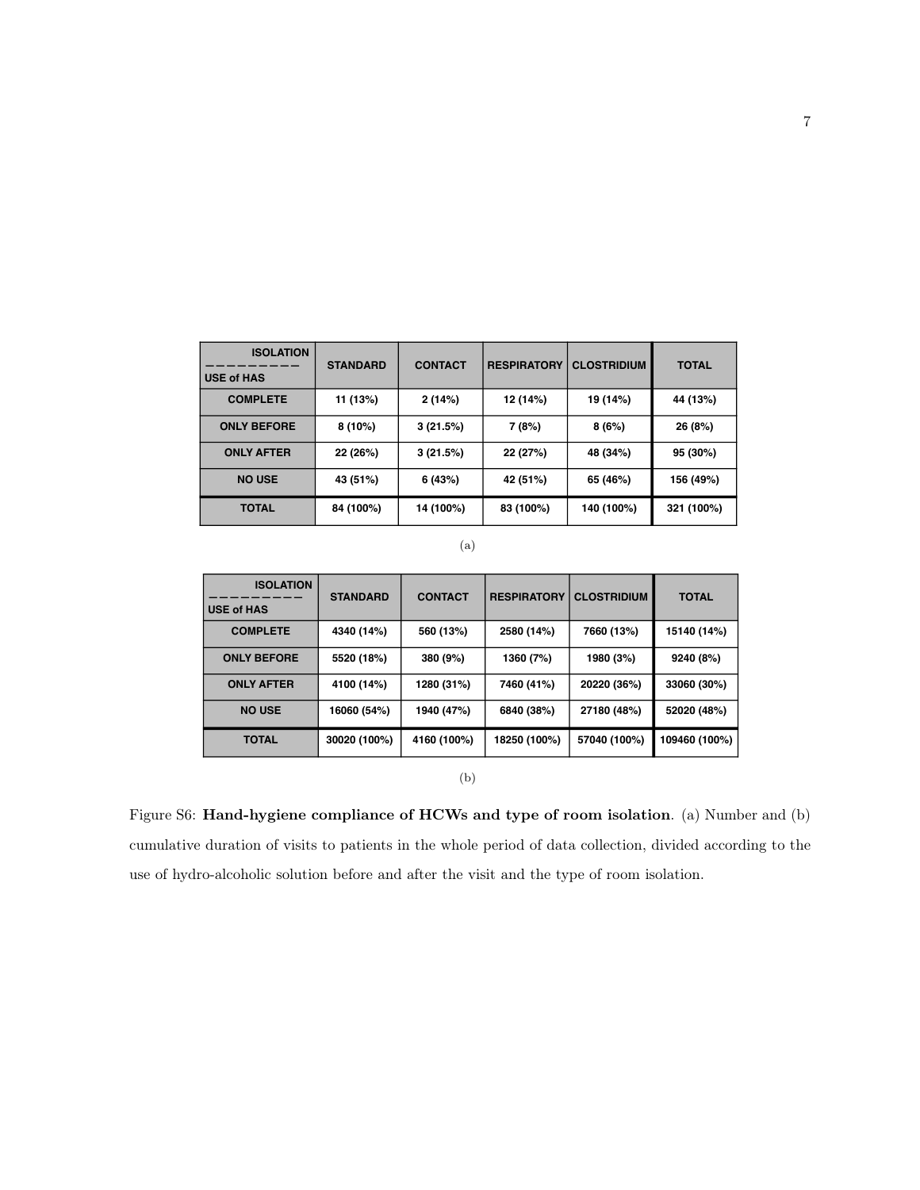| ISOLATION / USE of HAS | STANDARD | CONTACT | RESPIRATORY | CLOSTRIDIUM | TOTAL |
|---|---|---|---|---|---|
| COMPLETE | 11 (13%) | 2 (14%) | 12 (14%) | 19 (14%) | 44 (13%) |
| ONLY BEFORE | 8 (10%) | 3 (21.5%) | 7 (8%) | 8 (6%) | 26 (8%) |
| ONLY AFTER | 22 (26%) | 3 (21.5%) | 22 (27%) | 48 (34%) | 95 (30%) |
| NO USE | 43 (51%) | 6 (43%) | 42 (51%) | 65 (46%) | 156 (49%) |
| TOTAL | 84 (100%) | 14 (100%) | 83 (100%) | 140 (100%) | 321 (100%) |

(a)

| ISOLATION / USE of HAS | STANDARD | CONTACT | RESPIRATORY | CLOSTRIDIUM | TOTAL |
|---|---|---|---|---|---|
| COMPLETE | 4340 (14%) | 560 (13%) | 2580 (14%) | 7660 (13%) | 15140 (14%) |
| ONLY BEFORE | 5520 (18%) | 380 (9%) | 1360 (7%) | 1980 (3%) | 9240 (8%) |
| ONLY AFTER | 4100 (14%) | 1280 (31%) | 7460 (41%) | 20220 (36%) | 33060 (30%) |
| NO USE | 16060 (54%) | 1940 (47%) | 6840 (38%) | 27180 (48%) | 52020 (48%) |
| TOTAL | 30020 (100%) | 4160 (100%) | 18250 (100%) | 57040 (100%) | 109460 (100%) |

(b)

Figure S6: **Hand-hygiene compliance of HCWs and type of room isolation**. (a) Number and (b) cumulative duration of visits to patients in the whole period of data collection, divided according to the use of hydro-alcoholic solution before and after the visit and the type of room isolation.